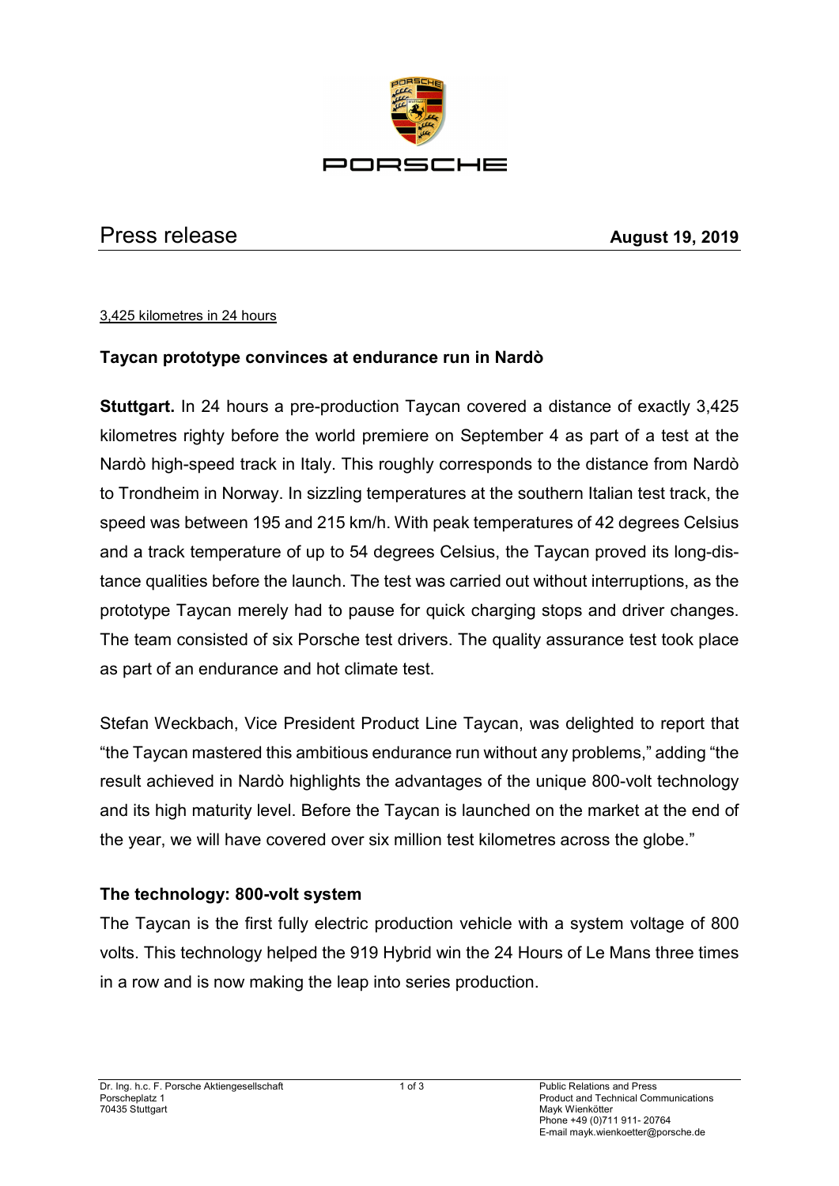Press release **August 19, 2019**

3,425 kilometres in 24 hours

**Taycan prototype convinces at endurance run in Nardò**

**Stuttgart.** In 24 hours a pre-production Taycan covered a distance of exactly 3,425 kilometres righty before the world premiere on September 4 as part of a test at the Nardò high-speed track in Italy. This roughly corresponds to the distance from Nardò to Trondheim in Norway. In sizzling temperatures at the southern Italian test track, the speed was between 195 and 215 km/h. With peak temperatures of 42 degrees Celsius and a track temperature of up to 54 degrees Celsius, the Taycan proved its long-distance qualities before the launch. The test was carried out without interruptions, as the prototype Taycan merely had to pause for quick charging stops and driver changes. The team consisted of six Porsche test drivers. The quality assurance test took place as part of an endurance and hot climate test.

Stefan Weckbach, Vice President Product Line Taycan, was delighted to report that "the Taycan mastered this ambitious endurance run without any problems," adding "the result achieved in Nardò highlights the advantages of the unique 800-volt technology and its high maturity level. Before the Taycan is launched on the market at the end of the year, we will have covered over six million test kilometres across the globe."

**The technology: 800-volt system**

The Taycan is the first fully electric production vehicle with a system voltage of 800 volts. This technology helped the 919 Hybrid win the 24 Hours of Le Mans three times in a row and is now making the leap into series production.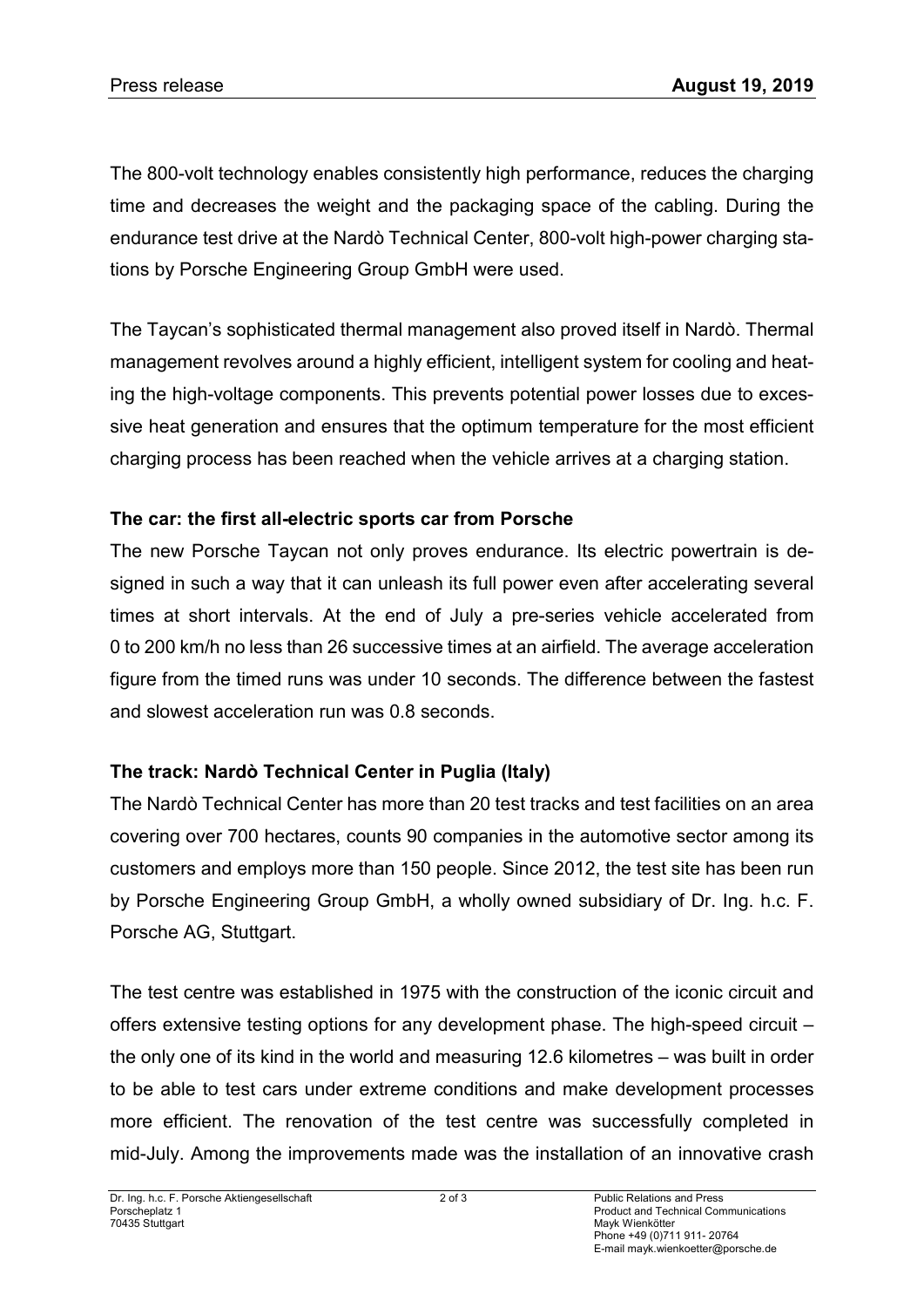The 800-volt technology enables consistently high performance, reduces the charging time and decreases the weight and the packaging space of the cabling. During the endurance test drive at the Nardò Technical Center, 800-volt high-power charging stations by Porsche Engineering Group GmbH were used.

The Taycan's sophisticated thermal management also proved itself in Nardò. Thermal management revolves around a highly efficient, intelligent system for cooling and heating the high-voltage components. This prevents potential power losses due to excessive heat generation and ensures that the optimum temperature for the most efficient charging process has been reached when the vehicle arrives at a charging station.

**The car: the first all-electric sports car from Porsche**

The new Porsche Taycan not only proves endurance. Its electric powertrain is designed in such a way that it can unleash its full power even after accelerating several times at short intervals. At the end of July a pre-series vehicle accelerated from 0 to 200 km/h no less than 26 successive times at an airfield. The average acceleration figure from the timed runs was under 10 seconds. The difference between the fastest and slowest acceleration run was 0.8 seconds.

**The track: Nardò Technical Center in Puglia (Italy)**

The Nardò Technical Center has more than 20 test tracks and test facilities on an area covering over 700 hectares, counts 90 companies in the automotive sector among its customers and employs more than 150 people. Since 2012, the test site has been run by Porsche Engineering Group GmbH, a wholly owned subsidiary of Dr. Ing. h.c. F. Porsche AG, Stuttgart.

The test centre was established in 1975 with the construction of the iconic circuit and offers extensive testing options for any development phase. The high-speed circuit – the only one of its kind in the world and measuring 12.6 kilometres – was built in order to be able to test cars under extreme conditions and make development processes more efficient. The renovation of the test centre was successfully completed in mid-July. Among the improvements made was the installation of an innovative crash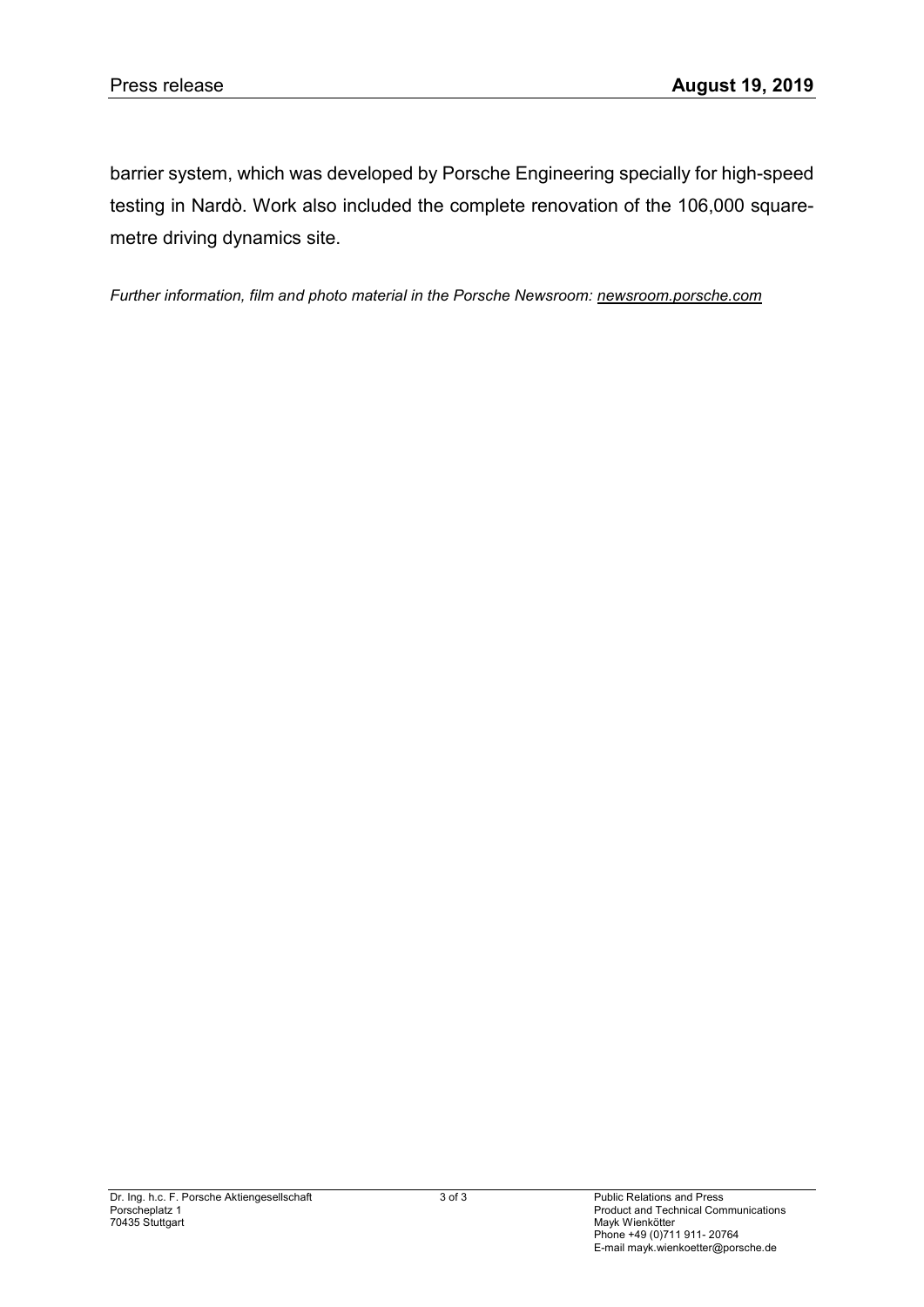barrier system, which was developed by Porsche Engineering specially for high-speed testing in Nardò. Work also included the complete renovation of the 106,000 square-metre driving dynamics site.

*Further information, film and photo material in the Porsche Newsroom: newsroom.porsche.com*

Dr. Ing. h.c. F. Porsche Aktiengesellschaft
Porscheplatz 1
70435 Stuttgart

Public Relations and Press
Product and Technical Communications
Mayk Wienkötter
Phone +49 (0)711 911- 20764
E-mail mayk.wienkoetter@porsche.de